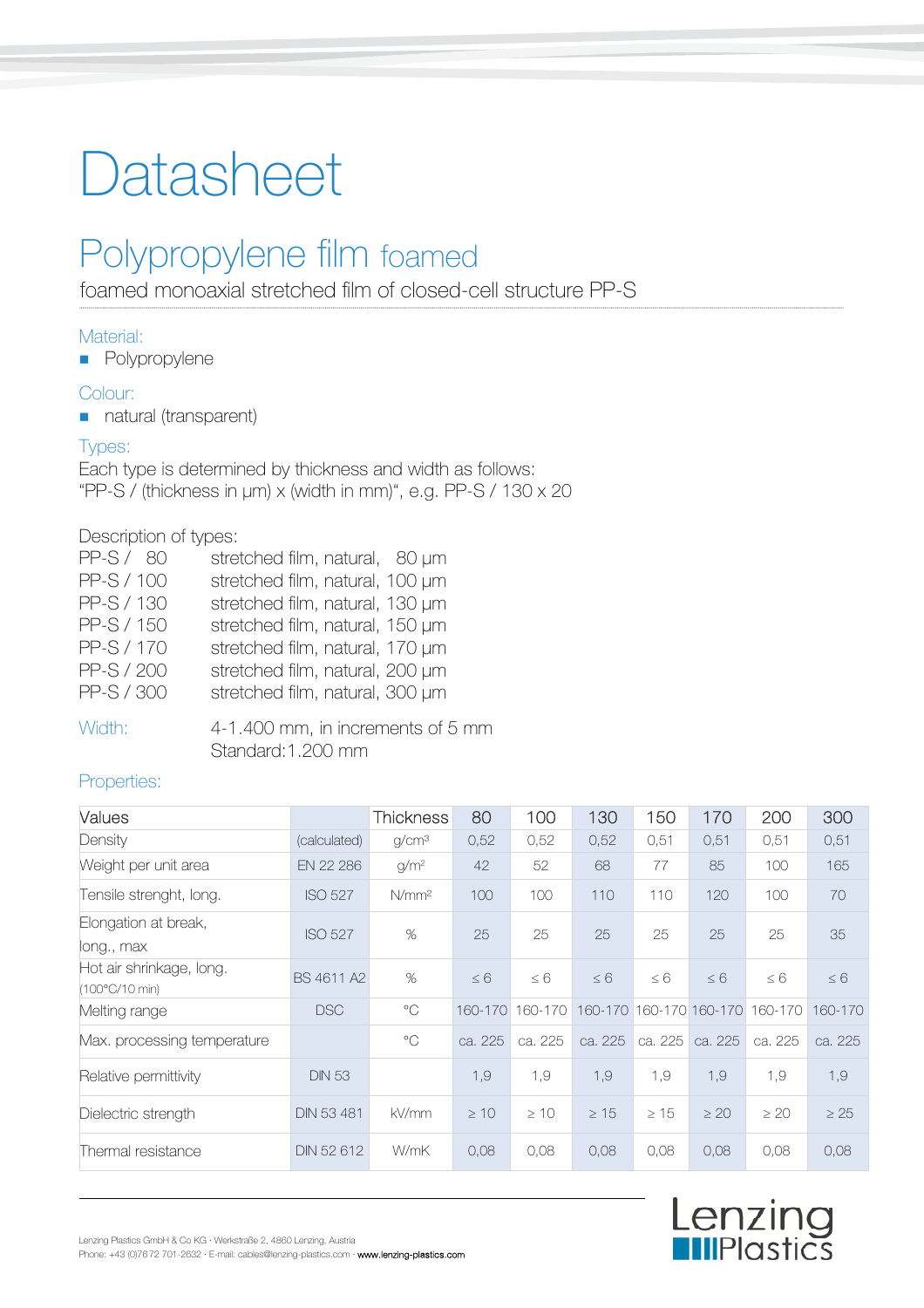# Datasheet

## Polypropylene film foamed

foamed monoaxial stretched film of closed-cell structure PP-S

### Material:

- Polypropylene

### Colour:

- natural (transparent)

### Types:

Each type is determined by thickness and width as follows:
"PP-S / (thickness in µm) x (width in mm)", e.g. PP-S / 130 x 20

Description of types:

| | |
|---|---|
| PP-S / 80 | stretched film, natural, 80 µm |
| PP-S / 100 | stretched film, natural, 100 µm |
| PP-S / 130 | stretched film, natural, 130 µm |
| PP-S / 150 | stretched film, natural, 150 µm |
| PP-S / 170 | stretched film, natural, 170 µm |
| PP-S / 200 | stretched film, natural, 200 µm |
| PP-S / 300 | stretched film, natural, 300 µm |

**Width:** 4-1.400 mm, in increments of 5 mm
Standard:1.200 mm

### Properties:

| Values | | Thickness | 80 | 100 | 130 | 150 | 170 | 200 | 300 |
|---|---|---|---|---|---|---|---|---|---|
| Density | (calculated) | g/cm³ | 0,52 | 0,52 | 0,52 | 0,51 | 0,51 | 0,51 | 0,51 |
| Weight per unit area | EN 22 286 | g/m² | 42 | 52 | 68 | 77 | 85 | 100 | 165 |
| Tensile strenght, long. | ISO 527 | N/mm² | 100 | 100 | 110 | 110 | 120 | 100 | 70 |
| Elongation at break, long., max | ISO 527 | % | 25 | 25 | 25 | 25 | 25 | 25 | 35 |
| Hot air shrinkage, long. (100°C/10 min) | BS 4611 A2 | % | ≤ 6 | ≤ 6 | ≤ 6 | ≤ 6 | ≤ 6 | ≤ 6 | ≤ 6 |
| Melting range | DSC | °C | 160-170 | 160-170 | 160-170 | 160-170 | 160-170 | 160-170 | 160-170 |
| Max. processing temperature | | °C | ca. 225 | ca. 225 | ca. 225 | ca. 225 | ca. 225 | ca. 225 | ca. 225 |
| Relative permittivity | DIN 53 | | 1,9 | 1,9 | 1,9 | 1,9 | 1,9 | 1,9 | 1,9 |
| Dielectric strength | DIN 53 481 | kV/mm | ≥ 10 | ≥ 10 | ≥ 15 | ≥ 15 | ≥ 20 | ≥ 20 | ≥ 25 |
| Thermal resistance | DIN 52 612 | W/mK | 0,08 | 0,08 | 0,08 | 0,08 | 0,08 | 0,08 | 0,08 |

Lenzing Plastics GmbH & Co KG · Werkstraße 2, 4860 Lenzing, Austria
Phone: +43 (0)7672 701-2632 · E-mail: cables@lenzing-plastics.com · www.lenzing-plastics.com

Lenzing Plastics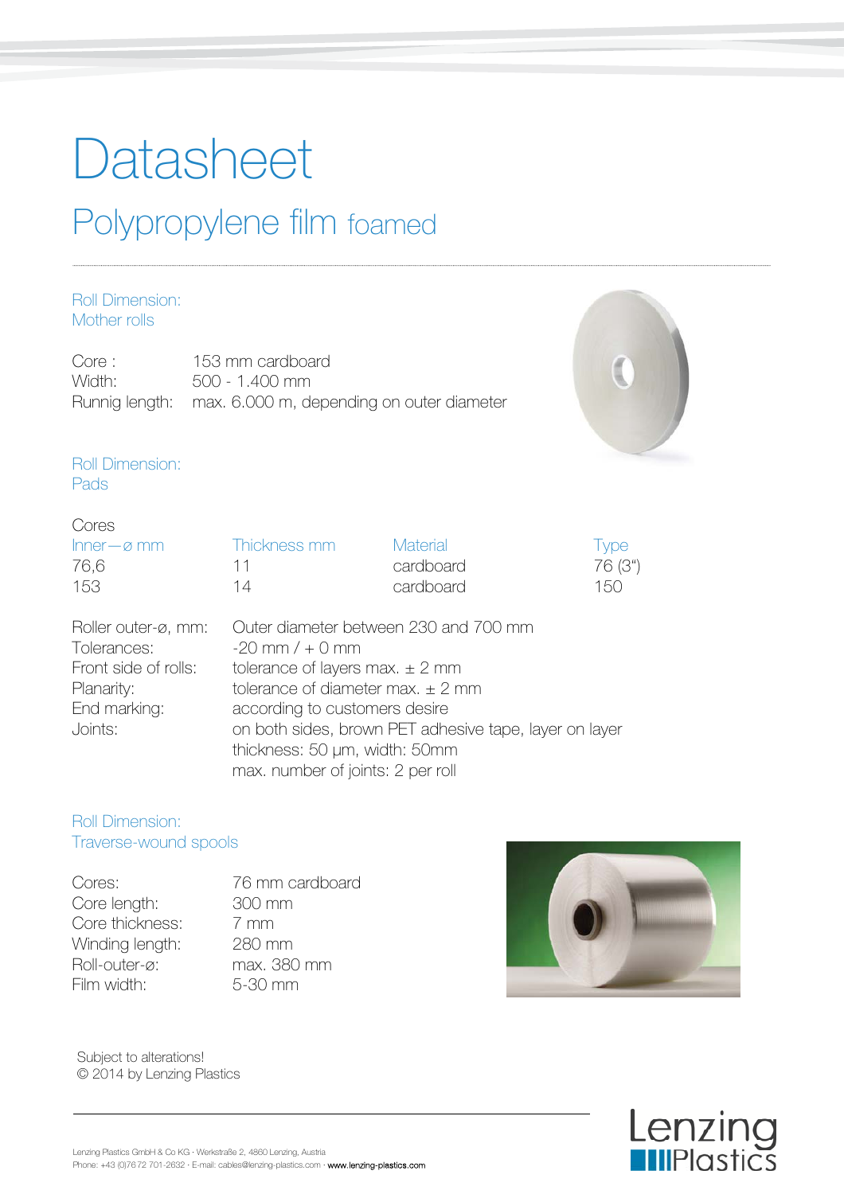# Datasheet

## Polypropylene film foamed

### Roll Dimension: Mother rolls

| | |
|---|---|
| Core : | 153 mm cardboard |
| Width: | 500 - 1.400 mm |
| Runnig length: | max. 6.000 m, depending on outer diameter |

### Roll Dimension: Pads

Cores

| Inner—ø mm | Thickness mm | Material | Type |
|---|---|---|---|
| 76,6 | 11 | cardboard | 76 (3") |
| 153 | 14 | cardboard | 150 |

| | |
|---|---|
| Roller outer-ø, mm: | Outer diameter between 230 and 700 mm |
| Tolerances: | -20 mm / + 0 mm |
| Front side of rolls: | tolerance of layers max. ± 2 mm |
| Planarity: | tolerance of diameter max. ± 2 mm |
| End marking: | according to customers desire |
| Joints: | on both sides, brown PET adhesive tape, layer on layer<br>thickness: 50 µm, width: 50mm<br>max. number of joints: 2 per roll |

### Roll Dimension: Traverse-wound spools

| | |
|---|---|
| Cores: | 76 mm cardboard |
| Core length: | 300 mm |
| Core thickness: | 7 mm |
| Winding length: | 280 mm |
| Roll-outer-ø: | max. 380 mm |
| Film width: | 5-30 mm |

Subject to alterations!
© 2014 by Lenzing Plastics

Lenzing Plastics GmbH & Co KG · Werkstraße 2, 4860 Lenzing, Austria
Phone: +43 (0)7672 701-2632 · E-mail: cables@lenzing-plastics.com · www.lenzing-plastics.com

Lenzing Plastics